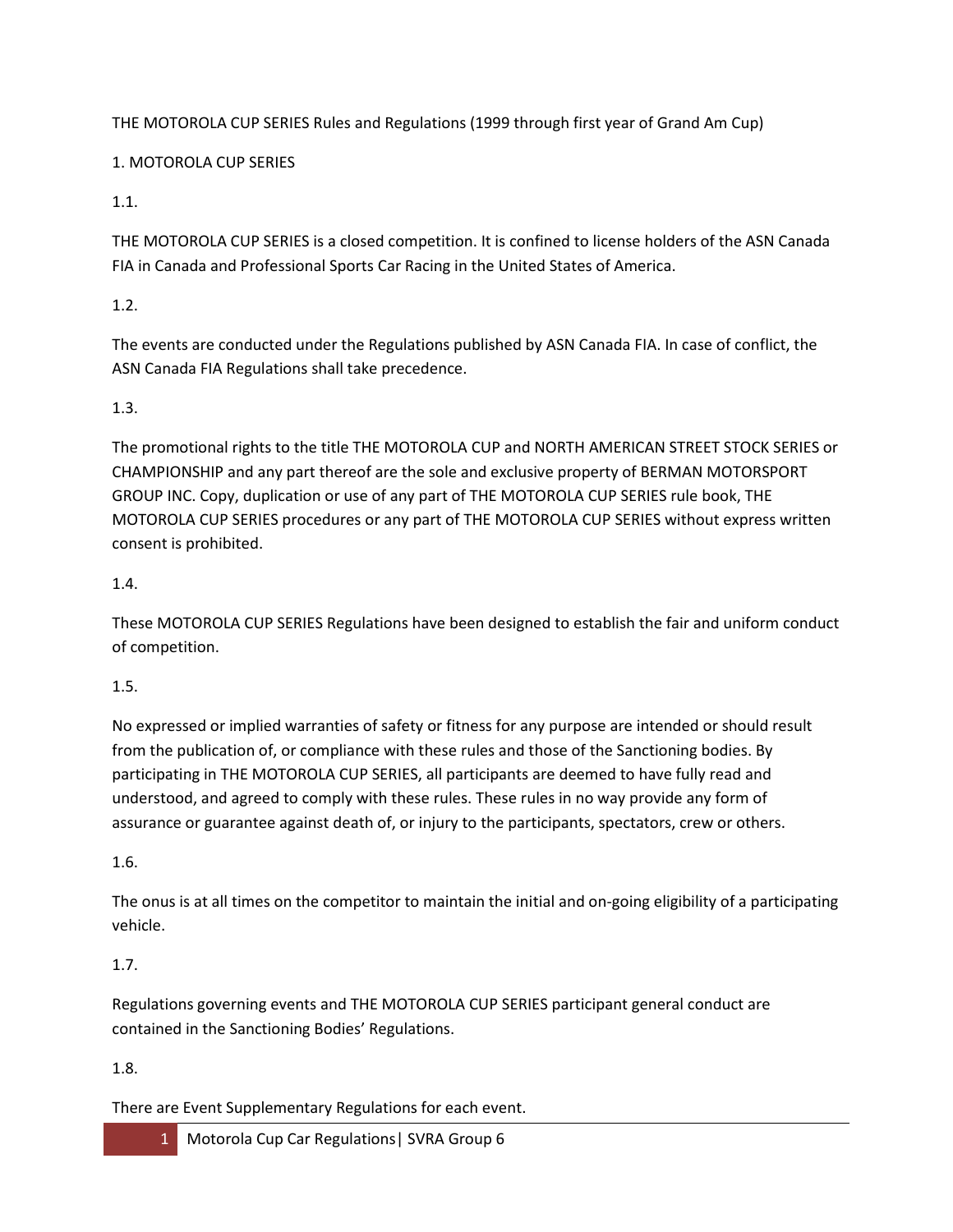THE MOTOROLA CUP SERIES Rules and Regulations (1999 through first year of Grand Am Cup)

# 1. MOTOROLA CUP SERIES

1.1.

THE MOTOROLA CUP SERIES is a closed competition. It is confined to license holders of the ASN Canada FIA in Canada and Professional Sports Car Racing in the United States of America.

1.2.

The events are conducted under the Regulations published by ASN Canada FIA. In case of conflict, the ASN Canada FIA Regulations shall take precedence.

1.3.

The promotional rights to the title THE MOTOROLA CUP and NORTH AMERICAN STREET STOCK SERIES or CHAMPIONSHIP and any part thereof are the sole and exclusive property of BERMAN MOTORSPORT GROUP INC. Copy, duplication or use of any part of THE MOTOROLA CUP SERIES rule book, THE MOTOROLA CUP SERIES procedures or any part of THE MOTOROLA CUP SERIES without express written consent is prohibited.

1.4.

These MOTOROLA CUP SERIES Regulations have been designed to establish the fair and uniform conduct of competition.

1.5.

No expressed or implied warranties of safety or fitness for any purpose are intended or should result from the publication of, or compliance with these rules and those of the Sanctioning bodies. By participating in THE MOTOROLA CUP SERIES, all participants are deemed to have fully read and understood, and agreed to comply with these rules. These rules in no way provide any form of assurance or guarantee against death of, or injury to the participants, spectators, crew or others.

1.6.

The onus is at all times on the competitor to maintain the initial and on-going eligibility of a participating vehicle.

1.7.

Regulations governing events and THE MOTOROLA CUP SERIES participant general conduct are contained in the Sanctioning Bodies' Regulations.

1.8.

There are Event Supplementary Regulations for each event.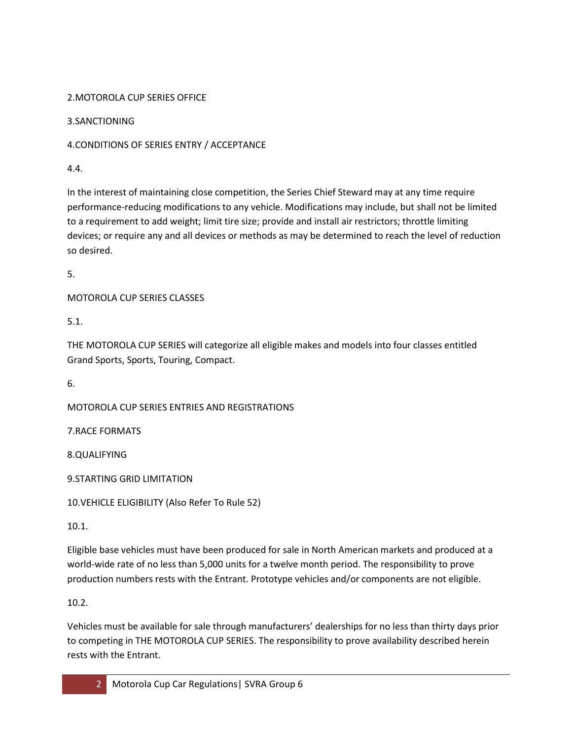2.MOTOROLA CUP SERIES OFFICE

3.SANCTIONING

4.CONDITIONS OF SERIES ENTRY / ACCEPTANCE

4.4.

In the interest of maintaining close competition, the Series Chief Steward may at any time require performance-reducing modifications to any vehicle. Modifications may include, but shall not be limited to a requirement to add weight; limit tire size; provide and install air restrictors; throttle limiting devices; or require any and all devices or methods as may be determined to reach the level of reduction so desired.

5.

MOTOROLA CUP SERIES CLASSES

5.1.

THE MOTOROLA CUP SERIES will categorize all eligible makes and models into four classes entitled Grand Sports, Sports, Touring, Compact.

6.

MOTOROLA CUP SERIES ENTRIES AND REGISTRATIONS

7.RACE FORMATS

8.QUALIFYING

9.STARTING GRID LIMITATION

10.VEHICLE ELIGIBILITY (Also Refer To Rule 52)

10.1.

Eligible base vehicles must have been produced for sale in North American markets and produced at a world-wide rate of no less than 5,000 units for a twelve month period. The responsibility to prove production numbers rests with the Entrant. Prototype vehicles and/or components are not eligible.

10.2.

Vehicles must be available for sale through manufacturers' dealerships for no less than thirty days prior to competing in THE MOTOROLA CUP SERIES. The responsibility to prove availability described herein rests with the Entrant.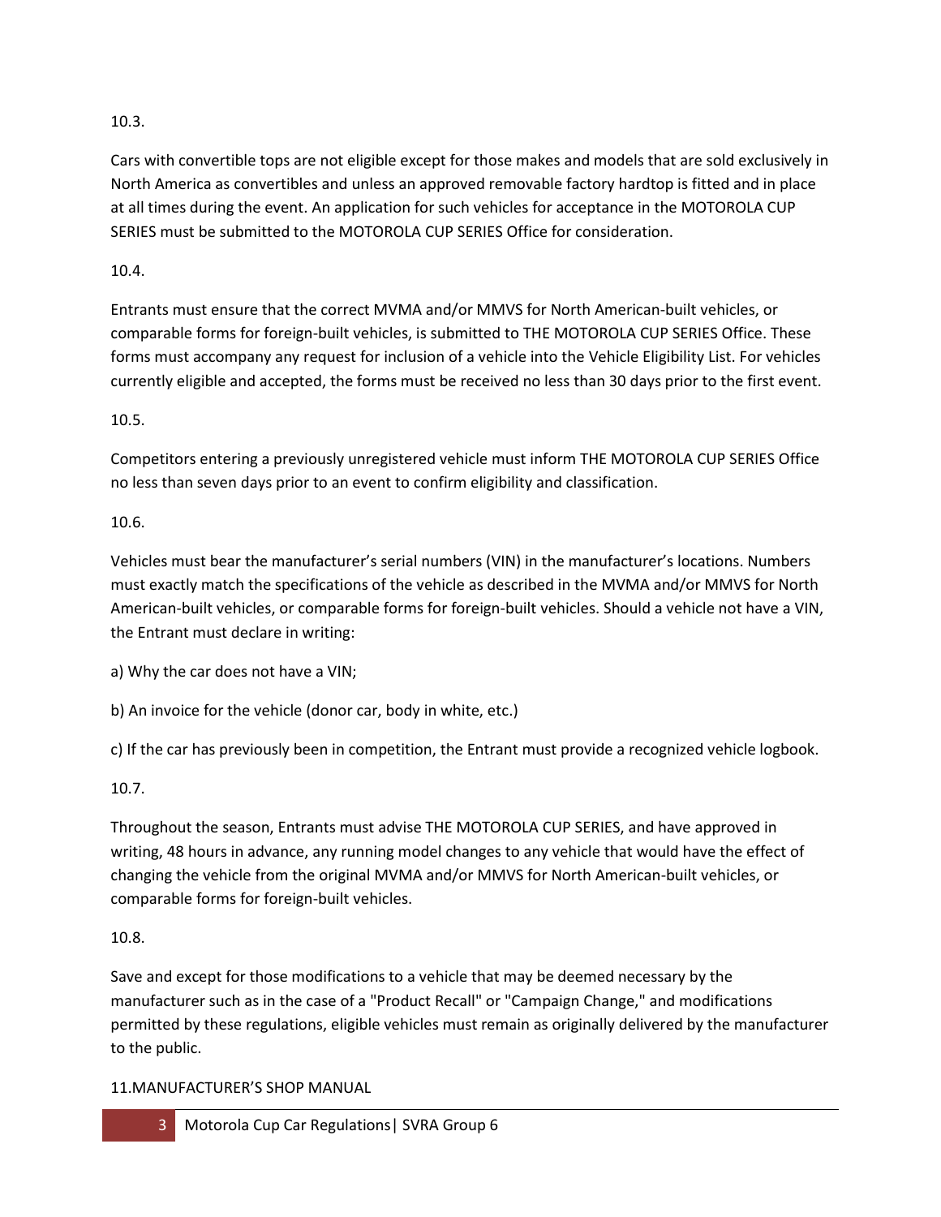10.3.

Cars with convertible tops are not eligible except for those makes and models that are sold exclusively in North America as convertibles and unless an approved removable factory hardtop is fitted and in place at all times during the event. An application for such vehicles for acceptance in the MOTOROLA CUP SERIES must be submitted to the MOTOROLA CUP SERIES Office for consideration.

10.4.

Entrants must ensure that the correct MVMA and/or MMVS for North American-built vehicles, or comparable forms for foreign-built vehicles, is submitted to THE MOTOROLA CUP SERIES Office. These forms must accompany any request for inclusion of a vehicle into the Vehicle Eligibility List. For vehicles currently eligible and accepted, the forms must be received no less than 30 days prior to the first event.

10.5.

Competitors entering a previously unregistered vehicle must inform THE MOTOROLA CUP SERIES Office no less than seven days prior to an event to confirm eligibility and classification.

10.6.

Vehicles must bear the manufacturer's serial numbers (VIN) in the manufacturer's locations. Numbers must exactly match the specifications of the vehicle as described in the MVMA and/or MMVS for North American-built vehicles, or comparable forms for foreign-built vehicles. Should a vehicle not have a VIN, the Entrant must declare in writing:

a) Why the car does not have a VIN;

b) An invoice for the vehicle (donor car, body in white, etc.)

c) If the car has previously been in competition, the Entrant must provide a recognized vehicle logbook.

10.7.

Throughout the season, Entrants must advise THE MOTOROLA CUP SERIES, and have approved in writing, 48 hours in advance, any running model changes to any vehicle that would have the effect of changing the vehicle from the original MVMA and/or MMVS for North American-built vehicles, or comparable forms for foreign-built vehicles.

10.8.

Save and except for those modifications to a vehicle that may be deemed necessary by the manufacturer such as in the case of a "Product Recall" or "Campaign Change," and modifications permitted by these regulations, eligible vehicles must remain as originally delivered by the manufacturer to the public.

11. MANUFACTURER'S SHOP MANUAL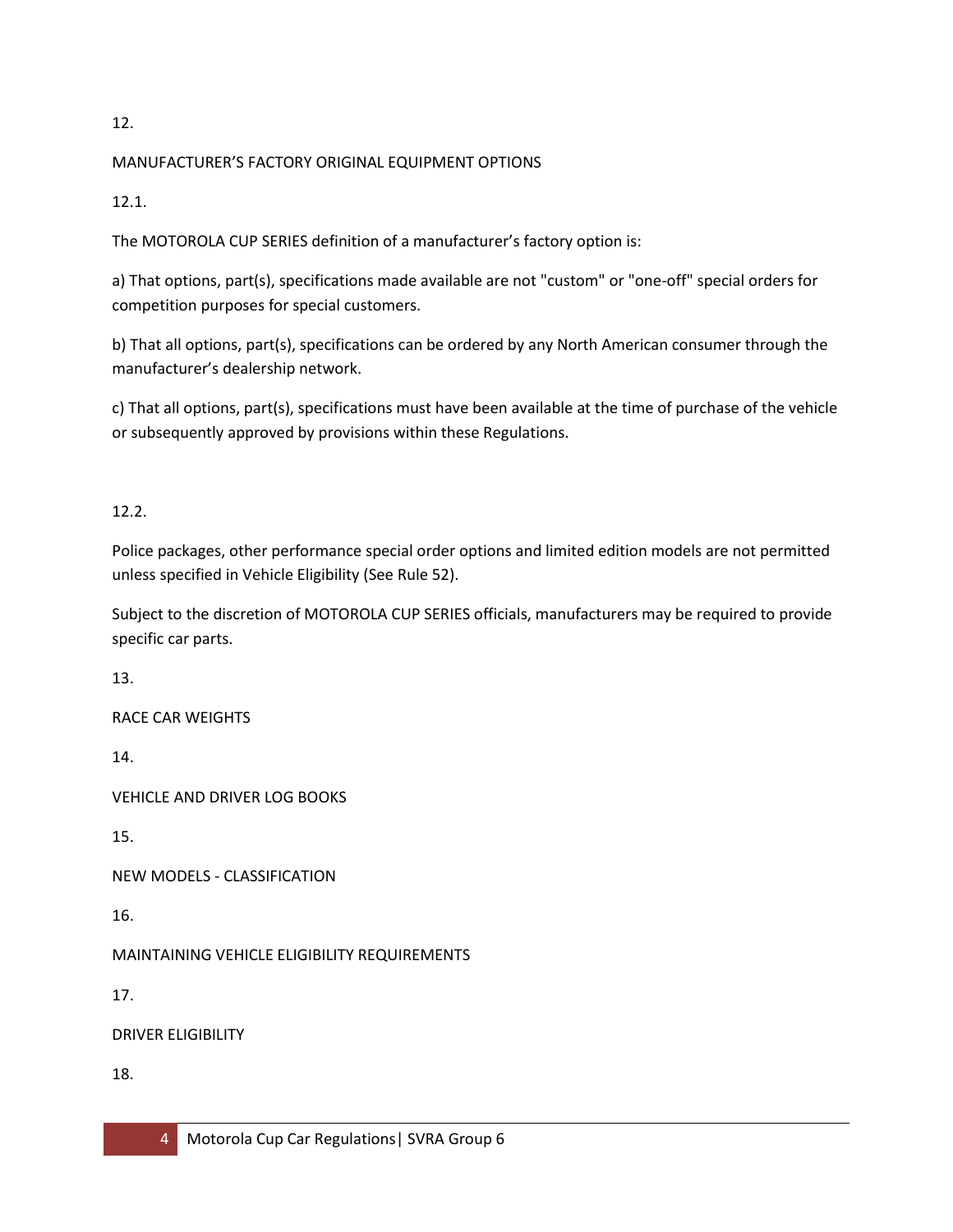12.

MANUFACTURER'S FACTORY ORIGINAL EQUIPMENT OPTIONS

12.1.

The MOTOROLA CUP SERIES definition of a manufacturer's factory option is:

a) That options, part(s), specifications made available are not "custom" or "one-off" special orders for competition purposes for special customers.

b) That all options, part(s), specifications can be ordered by any North American consumer through the manufacturer's dealership network.

c) That all options, part(s), specifications must have been available at the time of purchase of the vehicle or subsequently approved by provisions within these Regulations.

12.2.

Police packages, other performance special order options and limited edition models are not permitted unless specified in Vehicle Eligibility (See Rule 52).

Subject to the discretion of MOTOROLA CUP SERIES officials, manufacturers may be required to provide specific car parts.

13.

RACE CAR WEIGHTS

14.

VEHICLE AND DRIVER LOG BOOKS

15.

NEW MODELS - CLASSIFICATION

16.

MAINTAINING VEHICLE ELIGIBILITY REQUIREMENTS

17.

DRIVER ELIGIBILITY

18.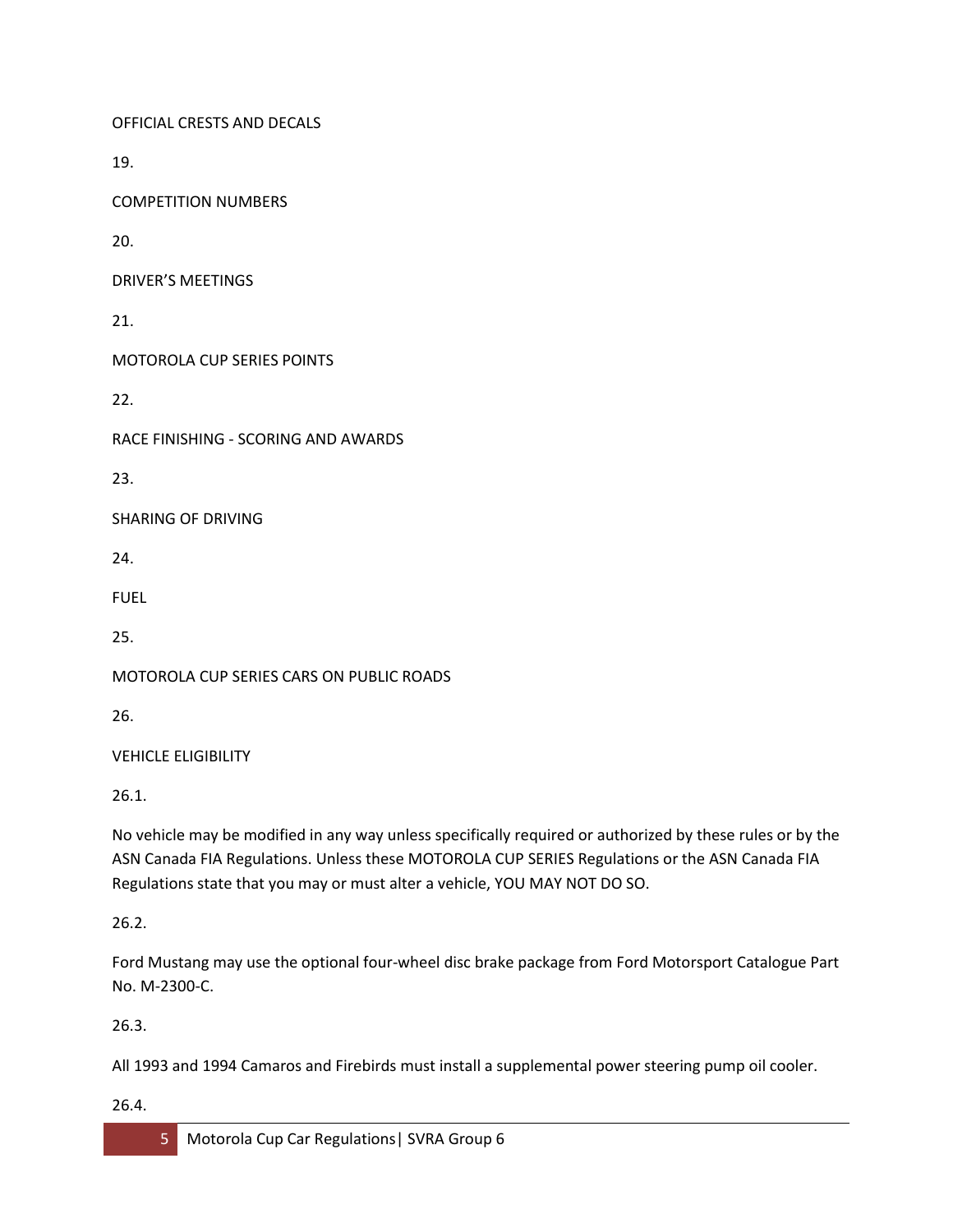OFFICIAL CRESTS AND DECALS

19.

COMPETITION NUMBERS

20.

DRIVER'S MEETINGS

21.

MOTOROLA CUP SERIES POINTS

22.

RACE FINISHING - SCORING AND AWARDS

23.

SHARING OF DRIVING

24.

FUEL

25.

MOTOROLA CUP SERIES CARS ON PUBLIC ROADS

26.

VEHICLE ELIGIBILITY

26.1.

No vehicle may be modified in any way unless specifically required or authorized by these rules or by the ASN Canada FIA Regulations. Unless these MOTOROLA CUP SERIES Regulations or the ASN Canada FIA Regulations state that you may or must alter a vehicle, YOU MAY NOT DO SO.

26.2.

Ford Mustang may use the optional four-wheel disc brake package from Ford Motorsport Catalogue Part No. M-2300-C.

26.3.

All 1993 and 1994 Camaros and Firebirds must install a supplemental power steering pump oil cooler.

26.4.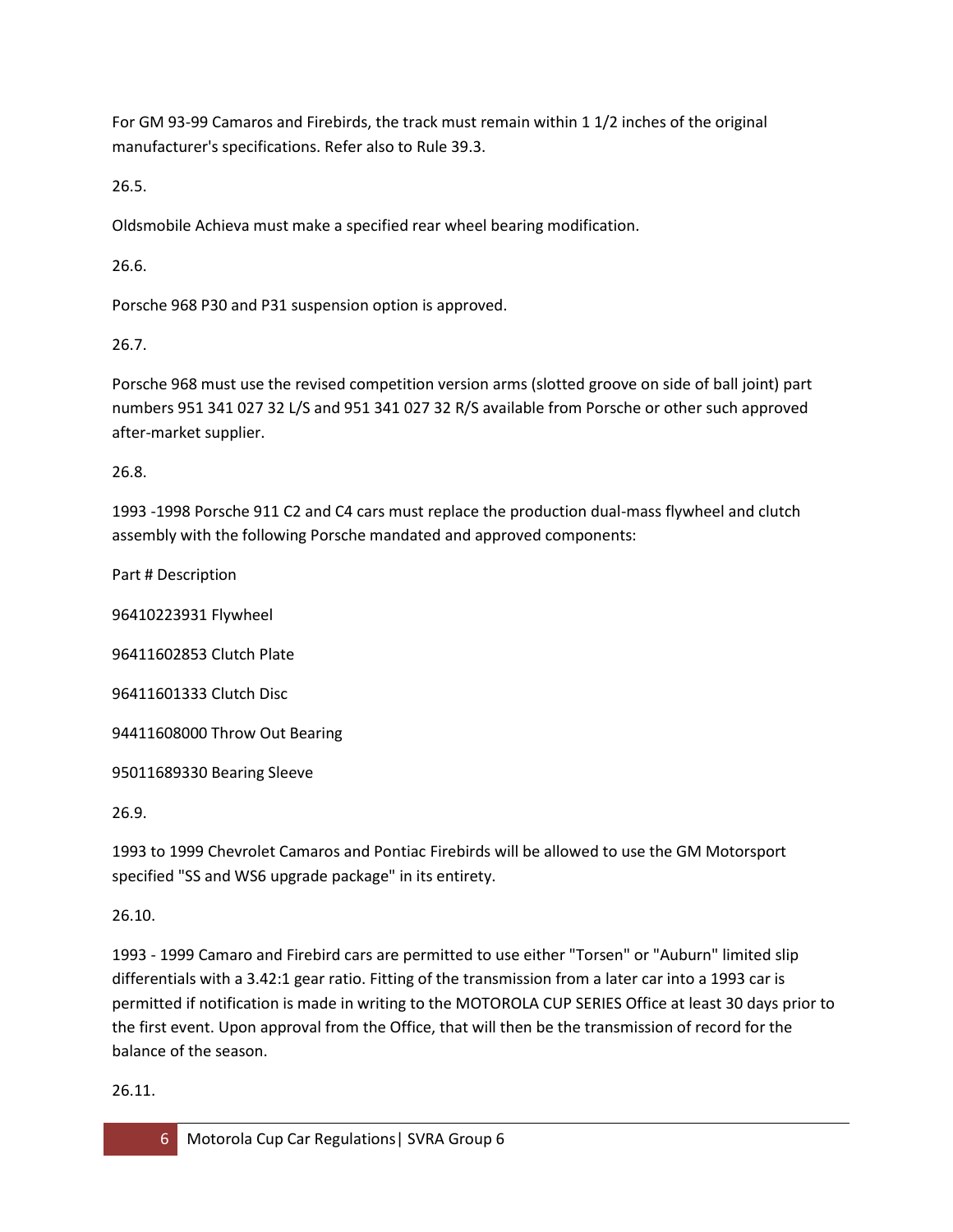For GM 93-99 Camaros and Firebirds, the track must remain within 1 1/2 inches of the original manufacturer's specifications. Refer also to Rule 39.3.

26.5.

Oldsmobile Achieva must make a specified rear wheel bearing modification.

26.6.

Porsche 968 P30 and P31 suspension option is approved.

26.7.

Porsche 968 must use the revised competition version arms (slotted groove on side of ball joint) part numbers 951 341 027 32 L/S and 951 341 027 32 R/S available from Porsche or other such approved after-market supplier.

26.8.

1993 -1998 Porsche 911 C2 and C4 cars must replace the production dual-mass flywheel and clutch assembly with the following Porsche mandated and approved components:

| Part # | Description |
| --- | --- |
| 96410223931 | Flywheel |
| 96411602853 | Clutch Plate |
| 96411601333 | Clutch Disc |
| 94411608000 | Throw Out Bearing |
| 95011689330 | Bearing Sleeve |

26.9.

1993 to 1999 Chevrolet Camaros and Pontiac Firebirds will be allowed to use the GM Motorsport specified "SS and WS6 upgrade package" in its entirety.

26.10.

1993 - 1999 Camaro and Firebird cars are permitted to use either "Torsen" or "Auburn" limited slip differentials with a 3.42:1 gear ratio. Fitting of the transmission from a later car into a 1993 car is permitted if notification is made in writing to the MOTOROLA CUP SERIES Office at least 30 days prior to the first event. Upon approval from the Office, that will then be the transmission of record for the balance of the season.

26.11.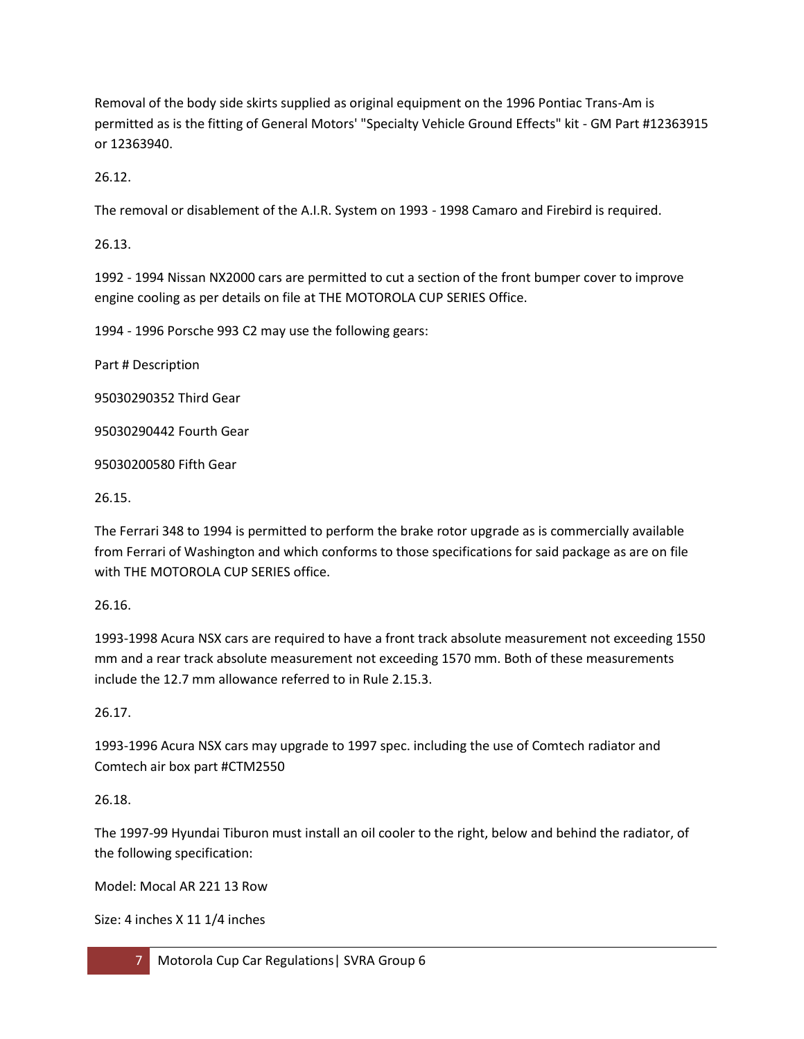Removal of the body side skirts supplied as original equipment on the 1996 Pontiac Trans-Am is permitted as is the fitting of General Motors' "Specialty Vehicle Ground Effects" kit - GM Part #12363915 or 12363940.

26.12.

The removal or disablement of the A.I.R. System on 1993 - 1998 Camaro and Firebird is required.

26.13.

1992 - 1994 Nissan NX2000 cars are permitted to cut a section of the front bumper cover to improve engine cooling as per details on file at THE MOTOROLA CUP SERIES Office.

1994 - 1996 Porsche 993 C2 may use the following gears:

Part # Description

95030290352 Third Gear

95030290442 Fourth Gear

95030200580 Fifth Gear

26.15.

The Ferrari 348 to 1994 is permitted to perform the brake rotor upgrade as is commercially available from Ferrari of Washington and which conforms to those specifications for said package as are on file with THE MOTOROLA CUP SERIES office.

26.16.

1993-1998 Acura NSX cars are required to have a front track absolute measurement not exceeding 1550 mm and a rear track absolute measurement not exceeding 1570 mm. Both of these measurements include the 12.7 mm allowance referred to in Rule 2.15.3.

26.17.

1993-1996 Acura NSX cars may upgrade to 1997 spec. including the use of Comtech radiator and Comtech air box part #CTM2550

26.18.

The 1997-99 Hyundai Tiburon must install an oil cooler to the right, below and behind the radiator, of the following specification:

Model: Mocal AR 221 13 Row

Size: 4 inches X 11 1/4 inches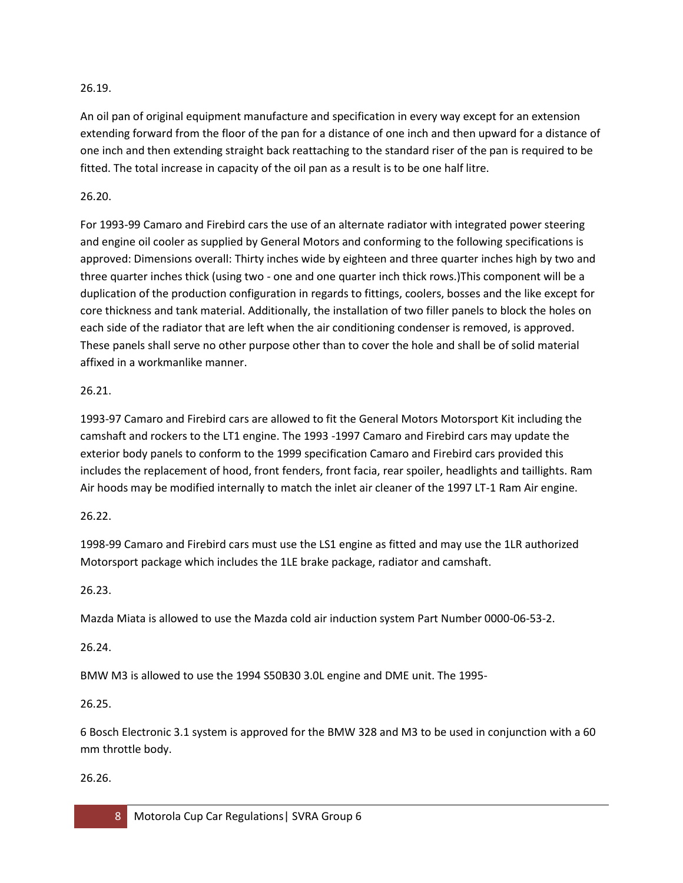26.19.

An oil pan of original equipment manufacture and specification in every way except for an extension extending forward from the floor of the pan for a distance of one inch and then upward for a distance of one inch and then extending straight back reattaching to the standard riser of the pan is required to be fitted. The total increase in capacity of the oil pan as a result is to be one half litre.

26.20.

For 1993-99 Camaro and Firebird cars the use of an alternate radiator with integrated power steering and engine oil cooler as supplied by General Motors and conforming to the following specifications is approved: Dimensions overall: Thirty inches wide by eighteen and three quarter inches high by two and three quarter inches thick (using two - one and one quarter inch thick rows.)This component will be a duplication of the production configuration in regards to fittings, coolers, bosses and the like except for core thickness and tank material. Additionally, the installation of two filler panels to block the holes on each side of the radiator that are left when the air conditioning condenser is removed, is approved. These panels shall serve no other purpose other than to cover the hole and shall be of solid material affixed in a workmanlike manner.

26.21.

1993-97 Camaro and Firebird cars are allowed to fit the General Motors Motorsport Kit including the camshaft and rockers to the LT1 engine. The 1993 -1997 Camaro and Firebird cars may update the exterior body panels to conform to the 1999 specification Camaro and Firebird cars provided this includes the replacement of hood, front fenders, front facia, rear spoiler, headlights and taillights. Ram Air hoods may be modified internally to match the inlet air cleaner of the 1997 LT-1 Ram Air engine.

26.22.

1998-99 Camaro and Firebird cars must use the LS1 engine as fitted and may use the 1LR authorized Motorsport package which includes the 1LE brake package, radiator and camshaft.

26.23.

Mazda Miata is allowed to use the Mazda cold air induction system Part Number 0000-06-53-2.

26.24.

BMW M3 is allowed to use the 1994 S50B30 3.0L engine and DME unit. The 1995-

26.25.

6 Bosch Electronic 3.1 system is approved for the BMW 328 and M3 to be used in conjunction with a 60 mm throttle body.

26.26.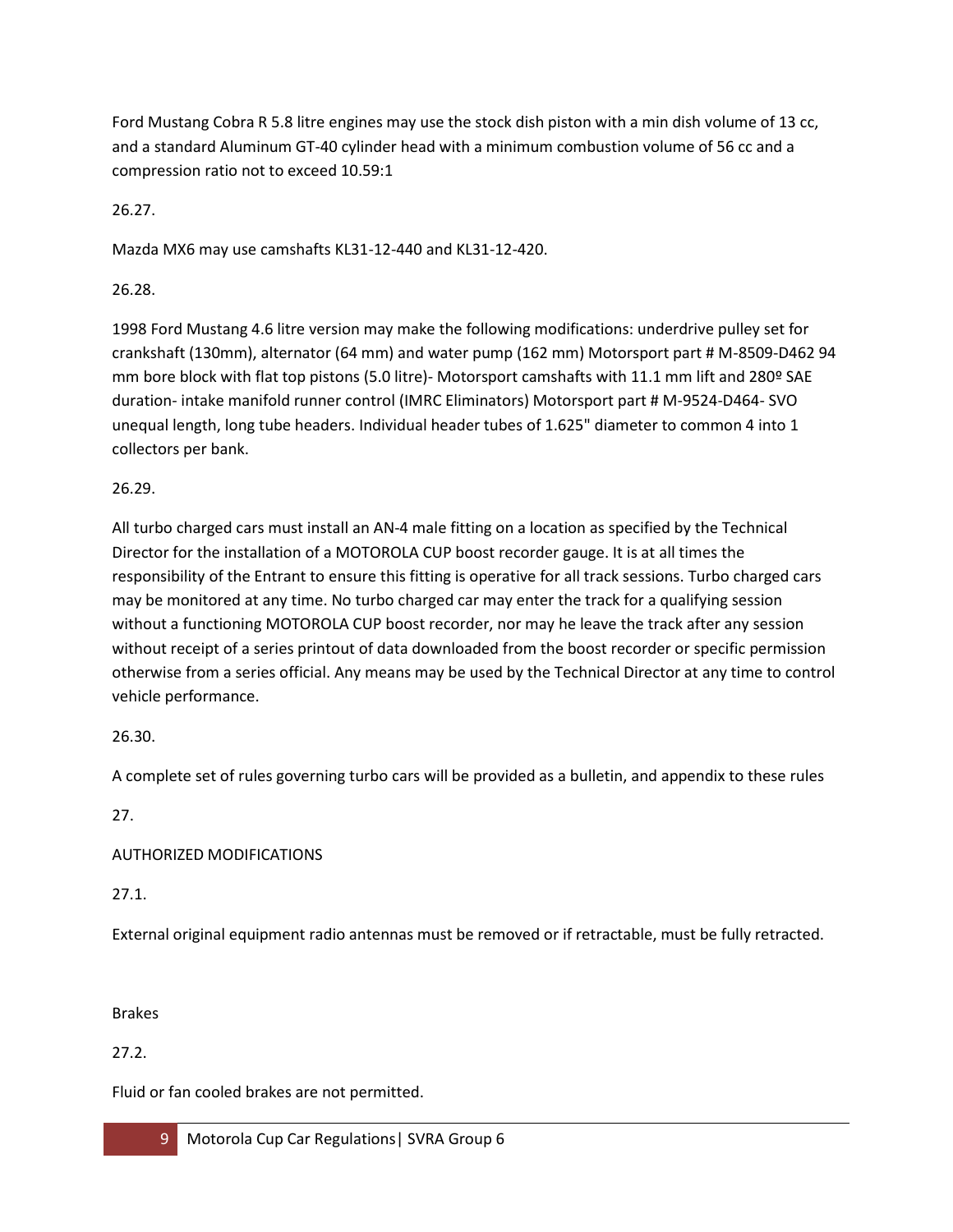Ford Mustang Cobra R 5.8 litre engines may use the stock dish piston with a min dish volume of 13 cc, and a standard Aluminum GT-40 cylinder head with a minimum combustion volume of 56 cc and a compression ratio not to exceed 10.59:1

26.27.

Mazda MX6 may use camshafts KL31-12-440 and KL31-12-420.

26.28.

1998 Ford Mustang 4.6 litre version may make the following modifications: underdrive pulley set for crankshaft (130mm), alternator (64 mm) and water pump (162 mm) Motorsport part # M-8509-D462 94 mm bore block with flat top pistons (5.0 litre)- Motorsport camshafts with 11.1 mm lift and 280º SAE duration- intake manifold runner control (IMRC Eliminators) Motorsport part # M-9524-D464- SVO unequal length, long tube headers. Individual header tubes of 1.625" diameter to common 4 into 1 collectors per bank.

26.29.

All turbo charged cars must install an AN-4 male fitting on a location as specified by the Technical Director for the installation of a MOTOROLA CUP boost recorder gauge. It is at all times the responsibility of the Entrant to ensure this fitting is operative for all track sessions. Turbo charged cars may be monitored at any time. No turbo charged car may enter the track for a qualifying session without a functioning MOTOROLA CUP boost recorder, nor may he leave the track after any session without receipt of a series printout of data downloaded from the boost recorder or specific permission otherwise from a series official. Any means may be used by the Technical Director at any time to control vehicle performance.

26.30.

A complete set of rules governing turbo cars will be provided as a bulletin, and appendix to these rules

## 27. AUTHORIZED MODIFICATIONS

27.1.

External original equipment radio antennas must be removed or if retractable, must be fully retracted.

### Brakes

27.2.

Fluid or fan cooled brakes are not permitted.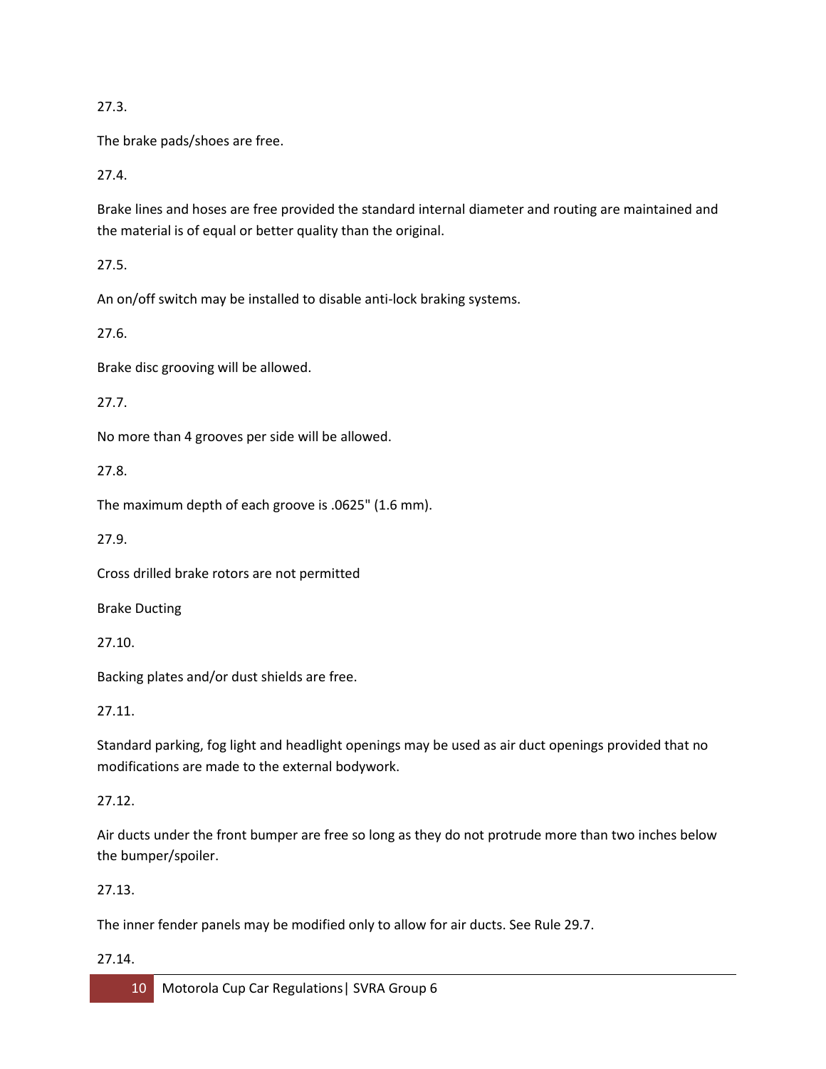27.3.

The brake pads/shoes are free.

27.4.

Brake lines and hoses are free provided the standard internal diameter and routing are maintained and the material is of equal or better quality than the original.

27.5.

An on/off switch may be installed to disable anti-lock braking systems.

27.6.

Brake disc grooving will be allowed.

27.7.

No more than 4 grooves per side will be allowed.

27.8.

The maximum depth of each groove is .0625" (1.6 mm).

27.9.

Cross drilled brake rotors are not permitted

Brake Ducting

27.10.

Backing plates and/or dust shields are free.

27.11.

Standard parking, fog light and headlight openings may be used as air duct openings provided that no modifications are made to the external bodywork.

27.12.

Air ducts under the front bumper are free so long as they do not protrude more than two inches below the bumper/spoiler.

27.13.

The inner fender panels may be modified only to allow for air ducts. See Rule 29.7.

27.14.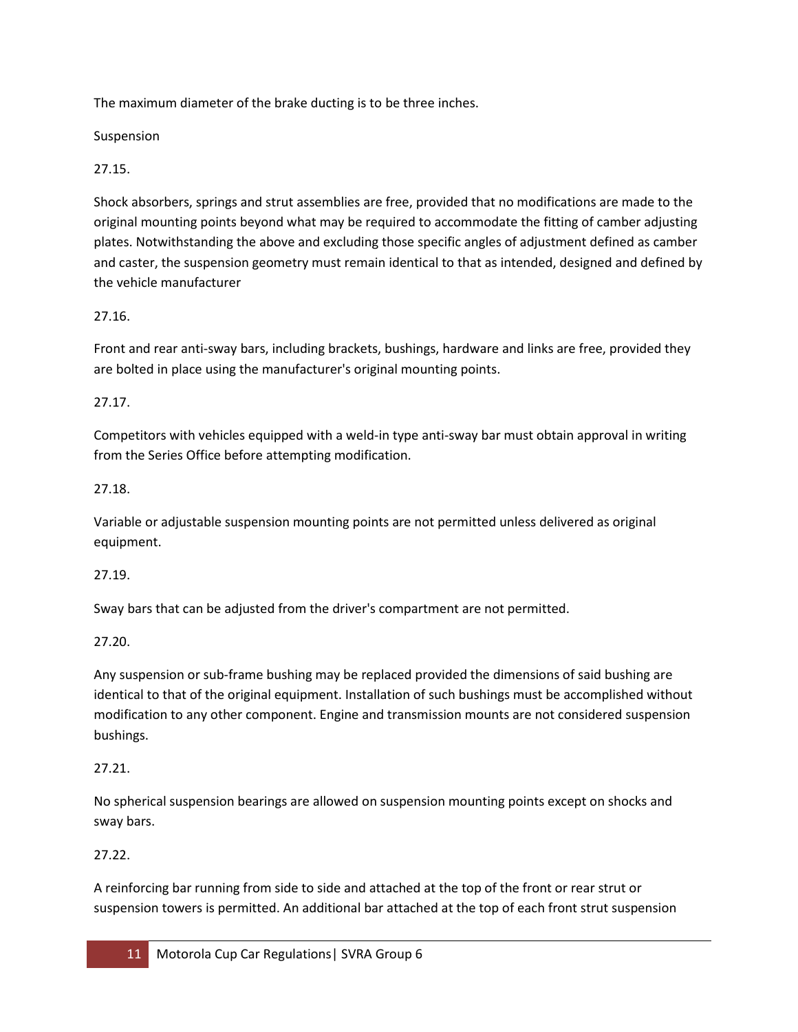The maximum diameter of the brake ducting is to be three inches.

## Suspension

27.15.

Shock absorbers, springs and strut assemblies are free, provided that no modifications are made to the original mounting points beyond what may be required to accommodate the fitting of camber adjusting plates. Notwithstanding the above and excluding those specific angles of adjustment defined as camber and caster, the suspension geometry must remain identical to that as intended, designed and defined by the vehicle manufacturer

27.16.

Front and rear anti-sway bars, including brackets, bushings, hardware and links are free, provided they are bolted in place using the manufacturer's original mounting points.

27.17.

Competitors with vehicles equipped with a weld-in type anti-sway bar must obtain approval in writing from the Series Office before attempting modification.

27.18.

Variable or adjustable suspension mounting points are not permitted unless delivered as original equipment.

27.19.

Sway bars that can be adjusted from the driver's compartment are not permitted.

27.20.

Any suspension or sub-frame bushing may be replaced provided the dimensions of said bushing are identical to that of the original equipment. Installation of such bushings must be accomplished without modification to any other component. Engine and transmission mounts are not considered suspension bushings.

27.21.

No spherical suspension bearings are allowed on suspension mounting points except on shocks and sway bars.

27.22.

A reinforcing bar running from side to side and attached at the top of the front or rear strut or suspension towers is permitted. An additional bar attached at the top of each front strut suspension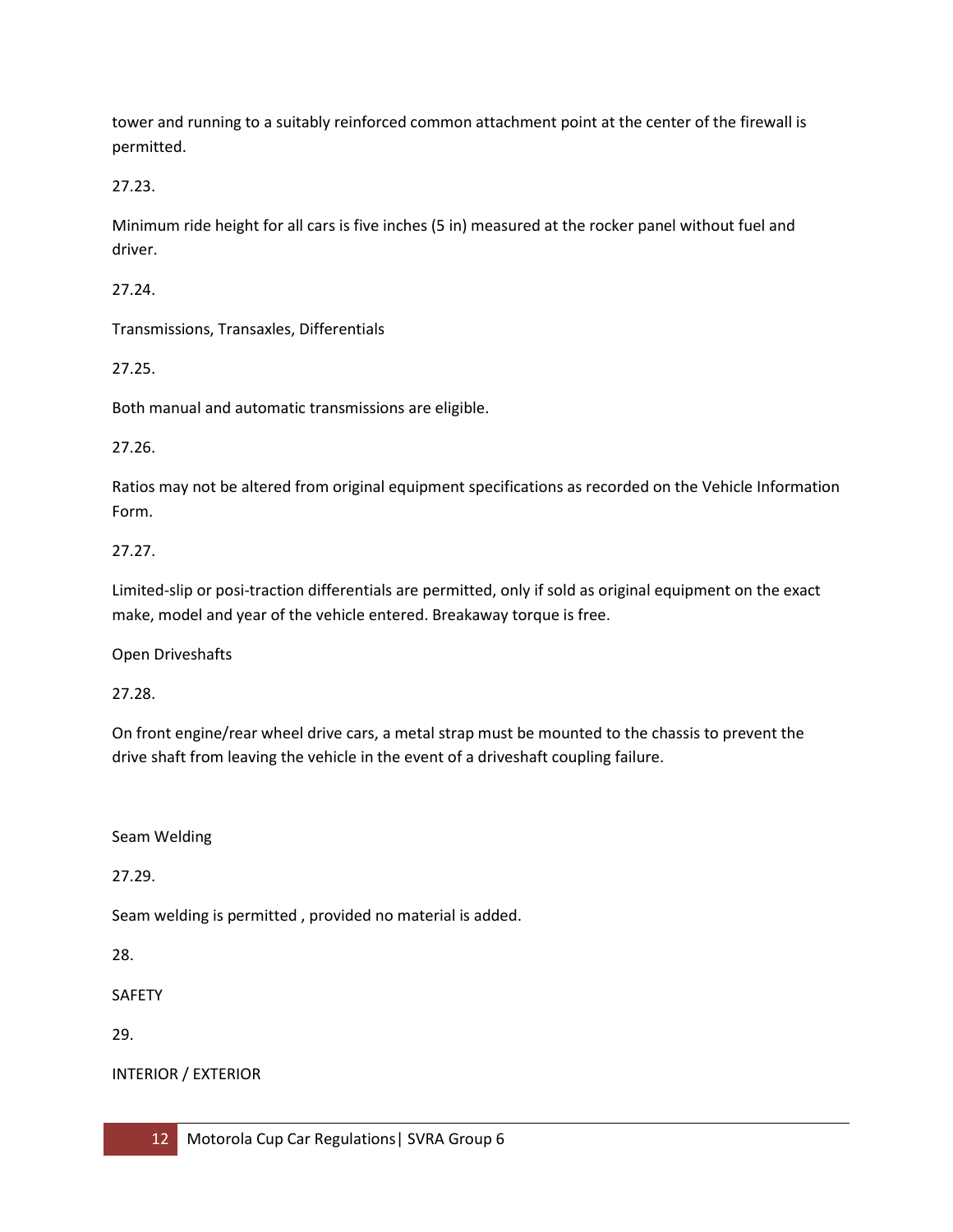tower and running to a suitably reinforced common attachment point at the center of the firewall is permitted.

27.23.

Minimum ride height for all cars is five inches (5 in) measured at the rocker panel without fuel and driver.

27.24.

Transmissions, Transaxles, Differentials

27.25.

Both manual and automatic transmissions are eligible.

27.26.

Ratios may not be altered from original equipment specifications as recorded on the Vehicle Information Form.

27.27.

Limited-slip or posi-traction differentials are permitted, only if sold as original equipment on the exact make, model and year of the vehicle entered. Breakaway torque is free.

Open Driveshafts

27.28.

On front engine/rear wheel drive cars, a metal strap must be mounted to the chassis to prevent the drive shaft from leaving the vehicle in the event of a driveshaft coupling failure.

Seam Welding

27.29.

Seam welding is permitted , provided no material is added.

28.

SAFETY

29.

INTERIOR / EXTERIOR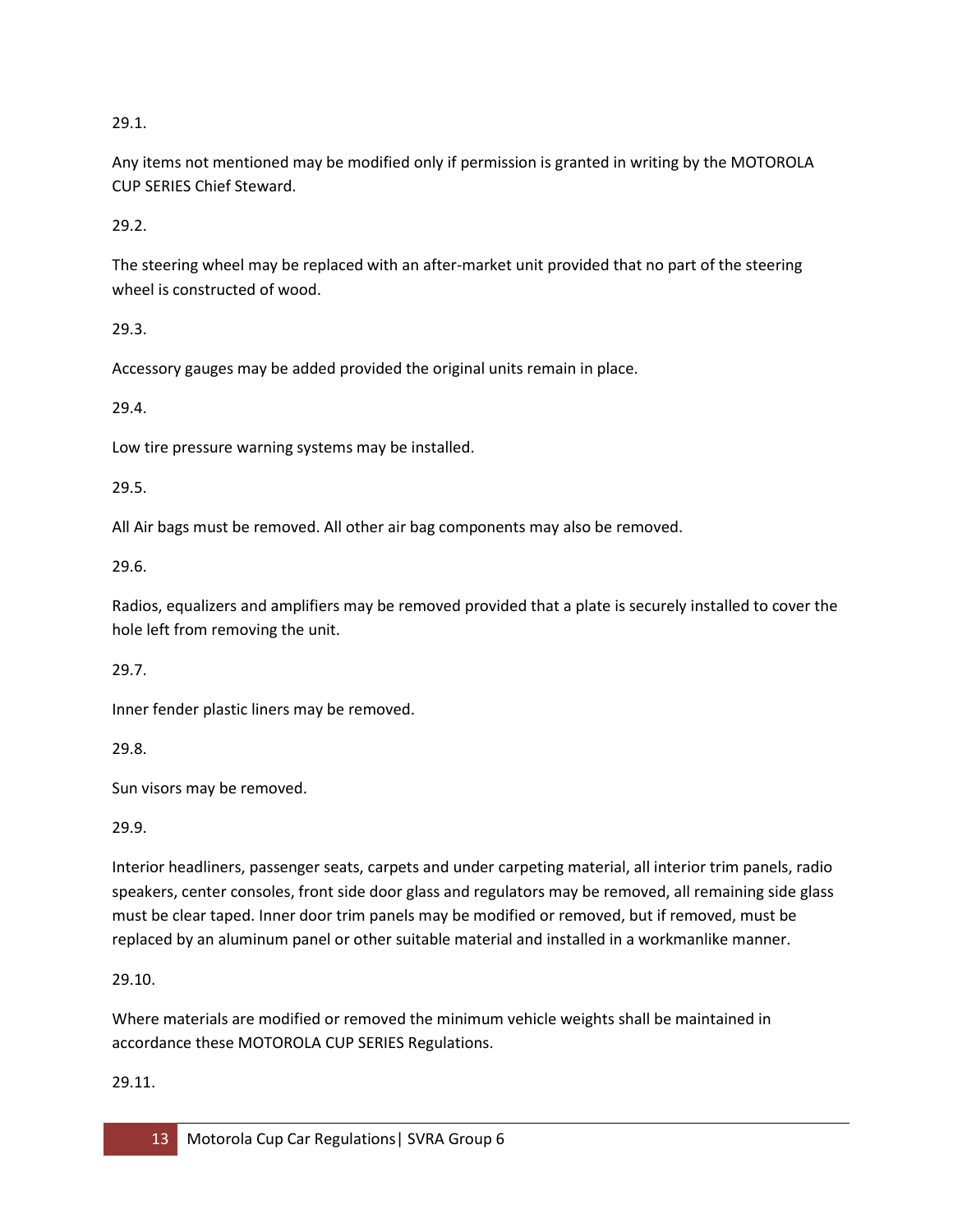29.1.

Any items not mentioned may be modified only if permission is granted in writing by the MOTOROLA CUP SERIES Chief Steward.

29.2.

The steering wheel may be replaced with an after-market unit provided that no part of the steering wheel is constructed of wood.

29.3.

Accessory gauges may be added provided the original units remain in place.

29.4.

Low tire pressure warning systems may be installed.

29.5.

All Air bags must be removed. All other air bag components may also be removed.

29.6.

Radios, equalizers and amplifiers may be removed provided that a plate is securely installed to cover the hole left from removing the unit.

29.7.

Inner fender plastic liners may be removed.

29.8.

Sun visors may be removed.

29.9.

Interior headliners, passenger seats, carpets and under carpeting material, all interior trim panels, radio speakers, center consoles, front side door glass and regulators may be removed, all remaining side glass must be clear taped. Inner door trim panels may be modified or removed, but if removed, must be replaced by an aluminum panel or other suitable material and installed in a workmanlike manner.

29.10.

Where materials are modified or removed the minimum vehicle weights shall be maintained in accordance these MOTOROLA CUP SERIES Regulations.

29.11.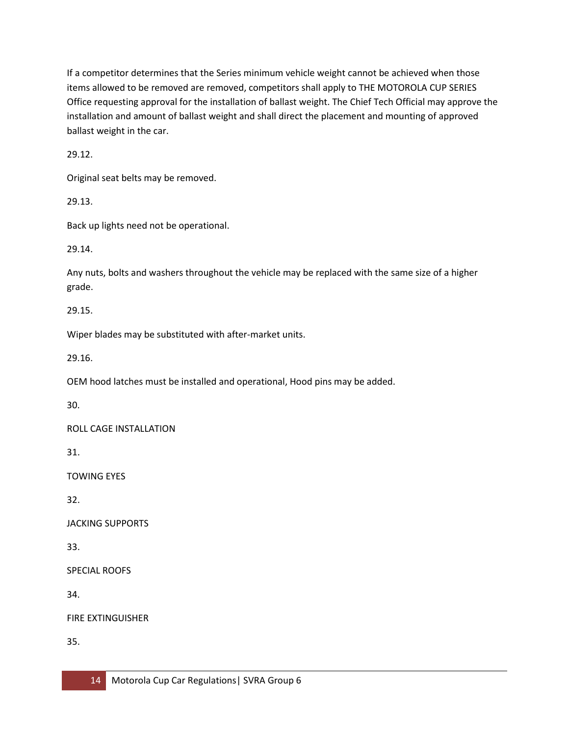If a competitor determines that the Series minimum vehicle weight cannot be achieved when those items allowed to be removed are removed, competitors shall apply to THE MOTOROLA CUP SERIES Office requesting approval for the installation of ballast weight. The Chief Tech Official may approve the installation and amount of ballast weight and shall direct the placement and mounting of approved ballast weight in the car.

29.12.

Original seat belts may be removed.

29.13.

Back up lights need not be operational.

29.14.

Any nuts, bolts and washers throughout the vehicle may be replaced with the same size of a higher grade.

29.15.

Wiper blades may be substituted with after-market units.

29.16.

OEM hood latches must be installed and operational, Hood pins may be added.

30.

ROLL CAGE INSTALLATION

31.

TOWING EYES

32.

JACKING SUPPORTS

33.

SPECIAL ROOFS

34.

FIRE EXTINGUISHER

35.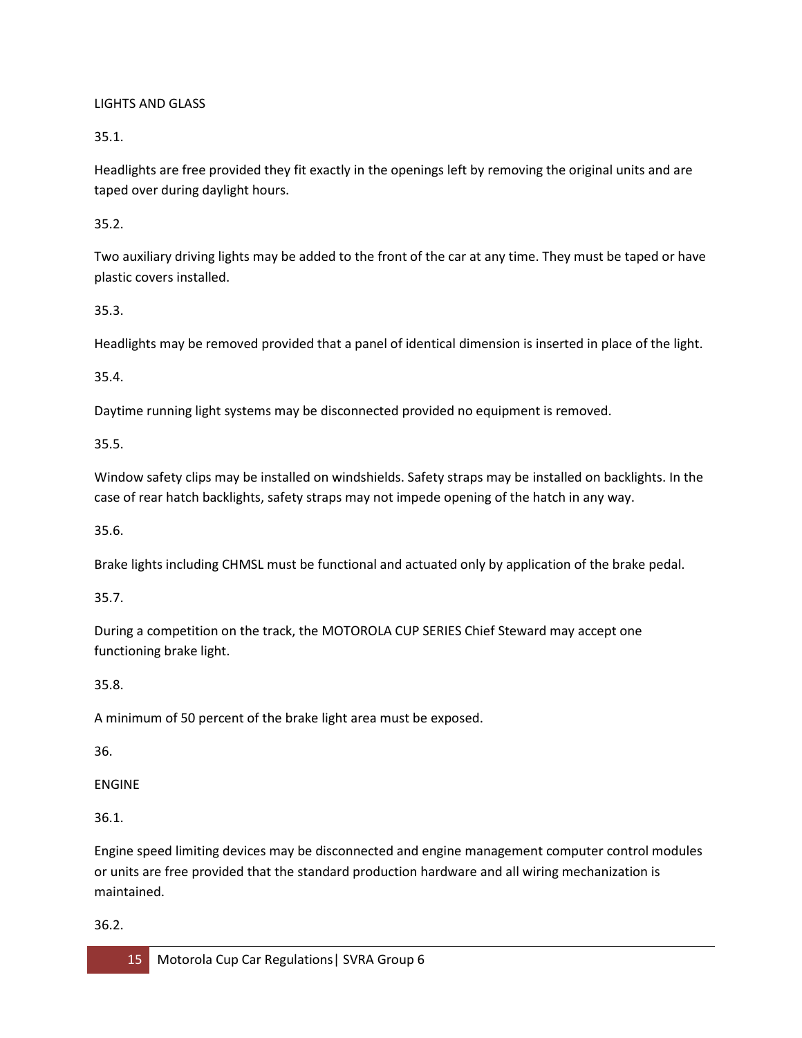LIGHTS AND GLASS

35.1.

Headlights are free provided they fit exactly in the openings left by removing the original units and are taped over during daylight hours.

35.2.

Two auxiliary driving lights may be added to the front of the car at any time. They must be taped or have plastic covers installed.

35.3.

Headlights may be removed provided that a panel of identical dimension is inserted in place of the light.

35.4.

Daytime running light systems may be disconnected provided no equipment is removed.

35.5.

Window safety clips may be installed on windshields. Safety straps may be installed on backlights. In the case of rear hatch backlights, safety straps may not impede opening of the hatch in any way.

35.6.

Brake lights including CHMSL must be functional and actuated only by application of the brake pedal.

35.7.

During a competition on the track, the MOTOROLA CUP SERIES Chief Steward may accept one functioning brake light.

35.8.

A minimum of 50 percent of the brake light area must be exposed.

36.

ENGINE

36.1.

Engine speed limiting devices may be disconnected and engine management computer control modules or units are free provided that the standard production hardware and all wiring mechanization is maintained.

36.2.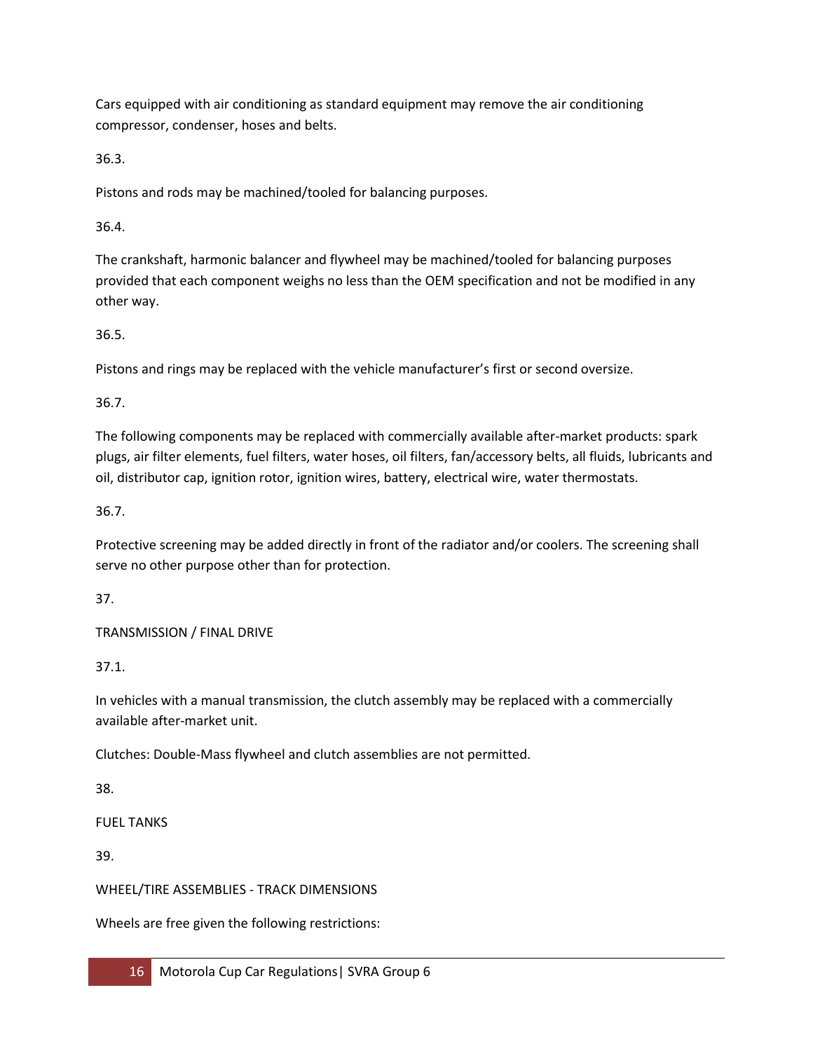Cars equipped with air conditioning as standard equipment may remove the air conditioning compressor, condenser, hoses and belts.

36.3.

Pistons and rods may be machined/tooled for balancing purposes.

36.4.

The crankshaft, harmonic balancer and flywheel may be machined/tooled for balancing purposes provided that each component weighs no less than the OEM specification and not be modified in any other way.

36.5.

Pistons and rings may be replaced with the vehicle manufacturer's first or second oversize.

36.7.

The following components may be replaced with commercially available after-market products: spark plugs, air filter elements, fuel filters, water hoses, oil filters, fan/accessory belts, all fluids, lubricants and oil, distributor cap, ignition rotor, ignition wires, battery, electrical wire, water thermostats.

36.7.

Protective screening may be added directly in front of the radiator and/or coolers. The screening shall serve no other purpose other than for protection.

37.

TRANSMISSION / FINAL DRIVE

37.1.

In vehicles with a manual transmission, the clutch assembly may be replaced with a commercially available after-market unit.

Clutches: Double-Mass flywheel and clutch assemblies are not permitted.

38.

FUEL TANKS

39.

WHEEL/TIRE ASSEMBLIES - TRACK DIMENSIONS

Wheels are free given the following restrictions: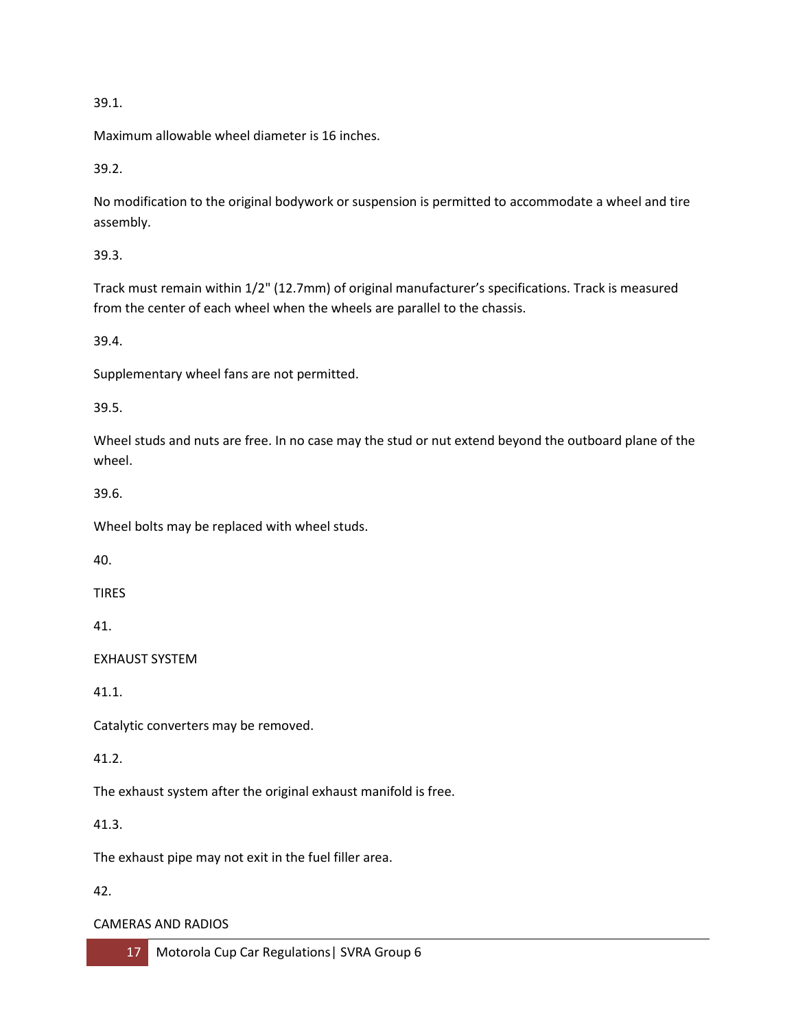39.1.

Maximum allowable wheel diameter is 16 inches.

39.2.

No modification to the original bodywork or suspension is permitted to accommodate a wheel and tire assembly.

39.3.

Track must remain within 1/2" (12.7mm) of original manufacturer's specifications. Track is measured from the center of each wheel when the wheels are parallel to the chassis.

39.4.

Supplementary wheel fans are not permitted.

39.5.

Wheel studs and nuts are free. In no case may the stud or nut extend beyond the outboard plane of the wheel.

39.6.

Wheel bolts may be replaced with wheel studs.

## 40.

## TIRES

## 41.

## EXHAUST SYSTEM

41.1.

Catalytic converters may be removed.

41.2.

The exhaust system after the original exhaust manifold is free.

41.3.

The exhaust pipe may not exit in the fuel filler area.

## 42.

## CAMERAS AND RADIOS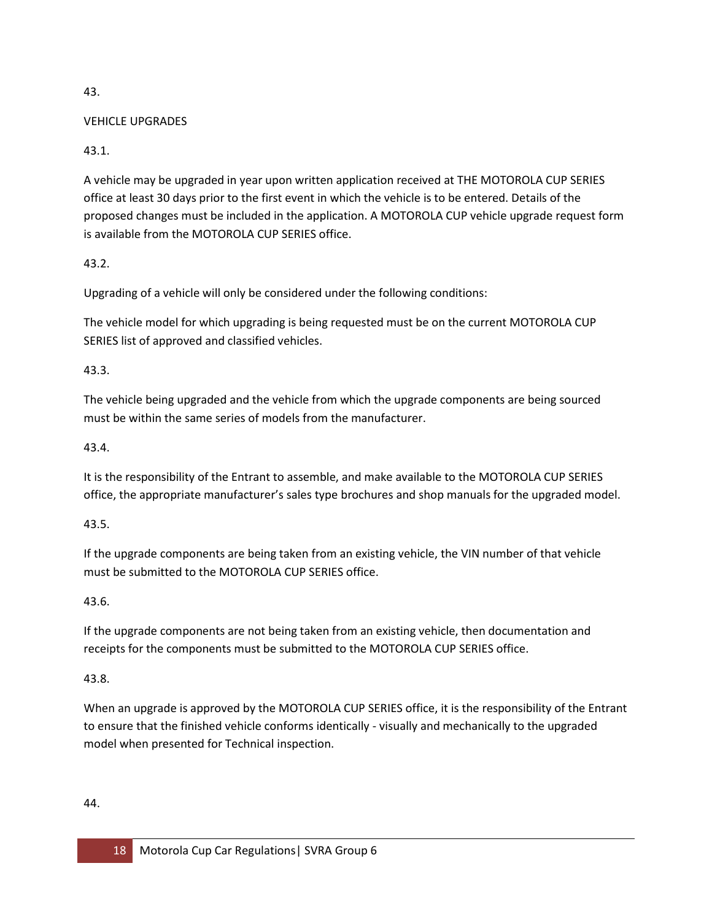43.

VEHICLE UPGRADES

43.1.

A vehicle may be upgraded in year upon written application received at THE MOTOROLA CUP SERIES office at least 30 days prior to the first event in which the vehicle is to be entered. Details of the proposed changes must be included in the application. A MOTOROLA CUP vehicle upgrade request form is available from the MOTOROLA CUP SERIES office.

43.2.

Upgrading of a vehicle will only be considered under the following conditions:

The vehicle model for which upgrading is being requested must be on the current MOTOROLA CUP SERIES list of approved and classified vehicles.

43.3.

The vehicle being upgraded and the vehicle from which the upgrade components are being sourced must be within the same series of models from the manufacturer.

43.4.

It is the responsibility of the Entrant to assemble, and make available to the MOTOROLA CUP SERIES office, the appropriate manufacturer's sales type brochures and shop manuals for the upgraded model.

43.5.

If the upgrade components are being taken from an existing vehicle, the VIN number of that vehicle must be submitted to the MOTOROLA CUP SERIES office.

43.6.

If the upgrade components are not being taken from an existing vehicle, then documentation and receipts for the components must be submitted to the MOTOROLA CUP SERIES office.

43.8.

When an upgrade is approved by the MOTOROLA CUP SERIES office, it is the responsibility of the Entrant to ensure that the finished vehicle conforms identically - visually and mechanically to the upgraded model when presented for Technical inspection.

44.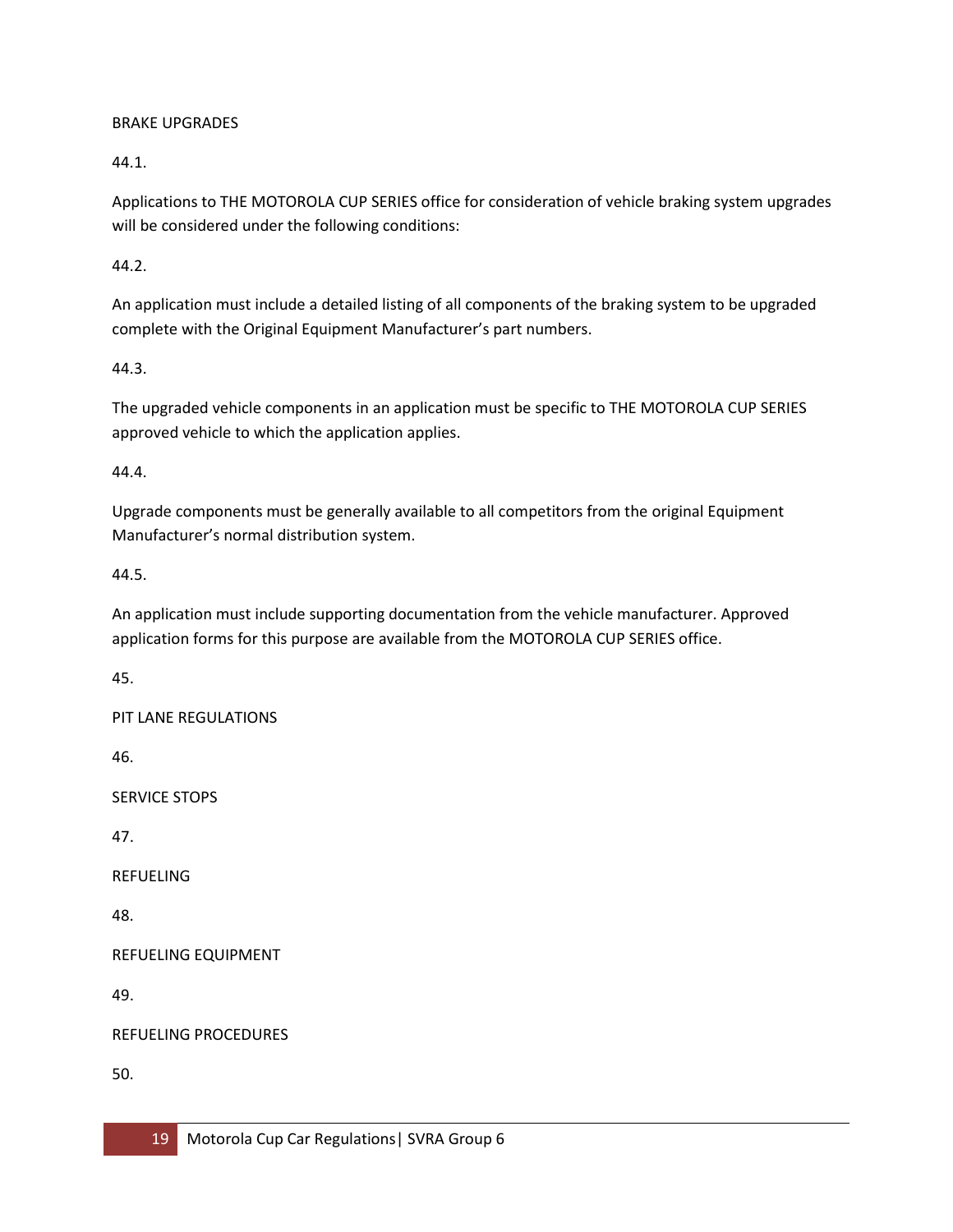BRAKE UPGRADES

44.1.

Applications to THE MOTOROLA CUP SERIES office for consideration of vehicle braking system upgrades will be considered under the following conditions:

44.2.

An application must include a detailed listing of all components of the braking system to be upgraded complete with the Original Equipment Manufacturer's part numbers.

44.3.

The upgraded vehicle components in an application must be specific to THE MOTOROLA CUP SERIES approved vehicle to which the application applies.

44.4.

Upgrade components must be generally available to all competitors from the original Equipment Manufacturer's normal distribution system.

44.5.

An application must include supporting documentation from the vehicle manufacturer. Approved application forms for this purpose are available from the MOTOROLA CUP SERIES office.

45.

PIT LANE REGULATIONS

46.

SERVICE STOPS

47.

REFUELING

48.

REFUELING EQUIPMENT

49.

REFUELING PROCEDURES

50.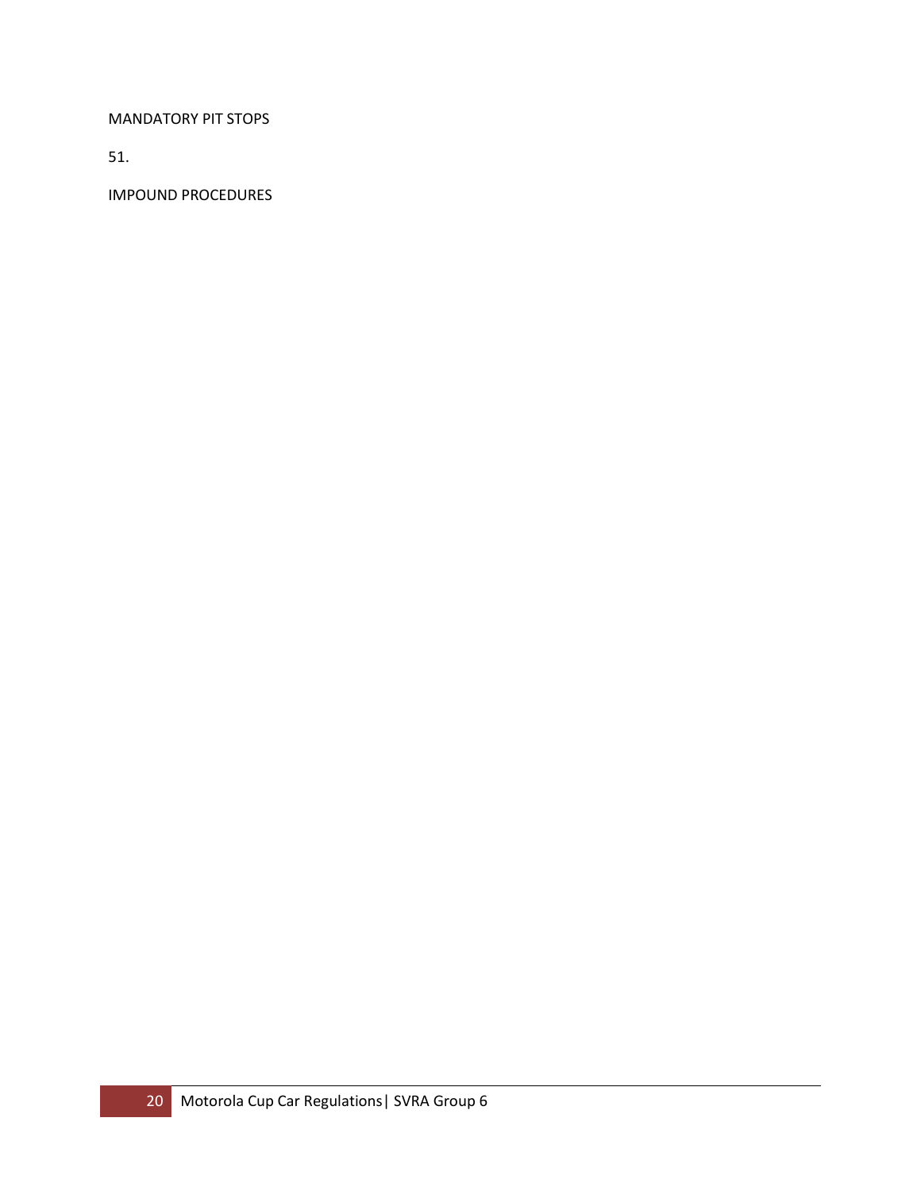MANDATORY PIT STOPS

51.

IMPOUND PROCEDURES